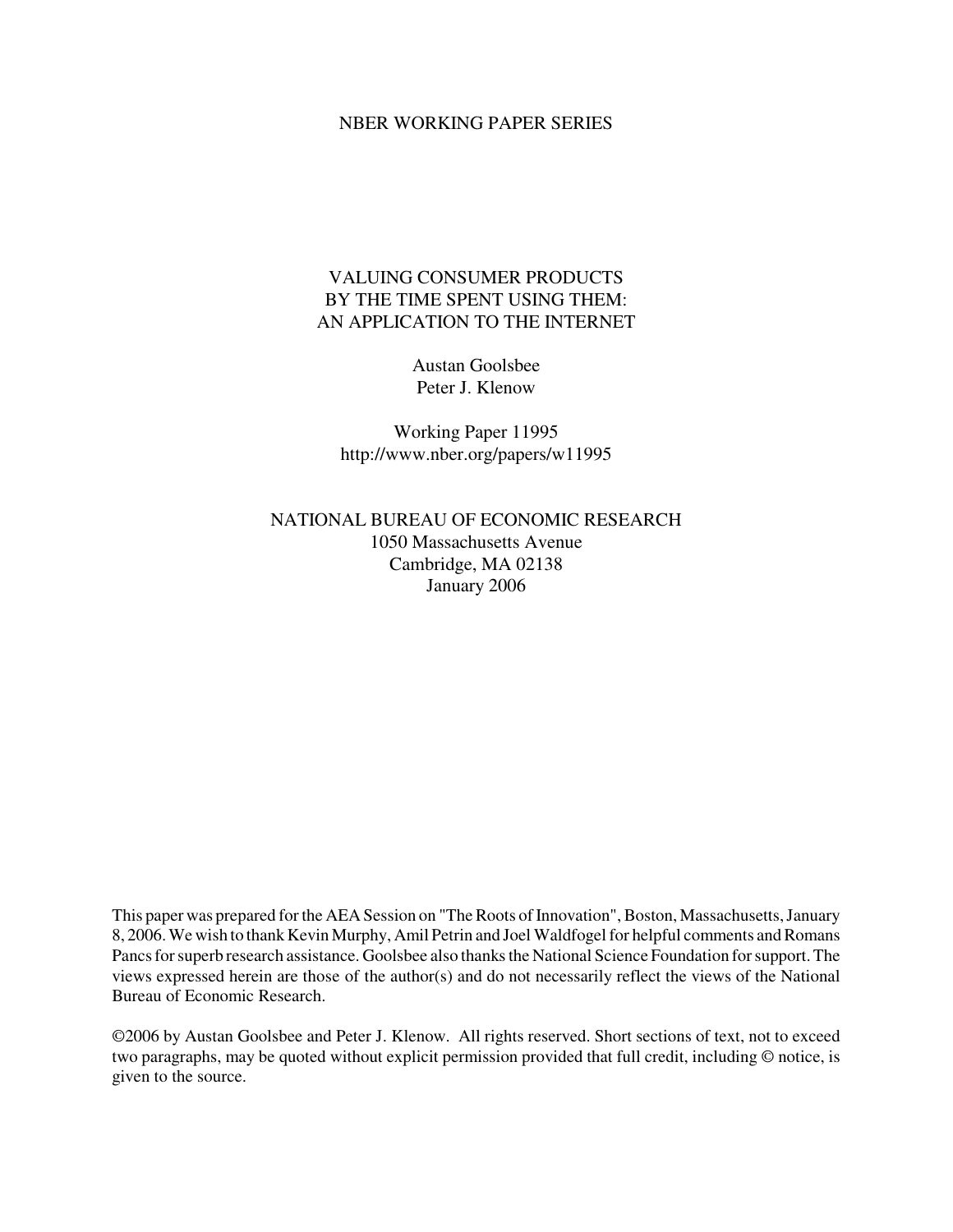NBER WORKING PAPER SERIES

# VALUING CONSUMER PRODUCTS BY THE TIME SPENT USING THEM: AN APPLICATION TO THE INTERNET

Austan Goolsbee
Peter J. Klenow

Working Paper 11995
http://www.nber.org/papers/w11995

NATIONAL BUREAU OF ECONOMIC RESEARCH
1050 Massachusetts Avenue
Cambridge, MA 02138
January 2006

This paper was prepared for the AEA Session on "The Roots of Innovation", Boston, Massachusetts, January 8, 2006. We wish to thank Kevin Murphy, Amil Petrin and Joel Waldfogel for helpful comments and Romans Pancs for superb research assistance. Goolsbee also thanks the National Science Foundation for support. The views expressed herein are those of the author(s) and do not necessarily reflect the views of the National Bureau of Economic Research.

©2006 by Austan Goolsbee and Peter J. Klenow. All rights reserved. Short sections of text, not to exceed two paragraphs, may be quoted without explicit permission provided that full credit, including © notice, is given to the source.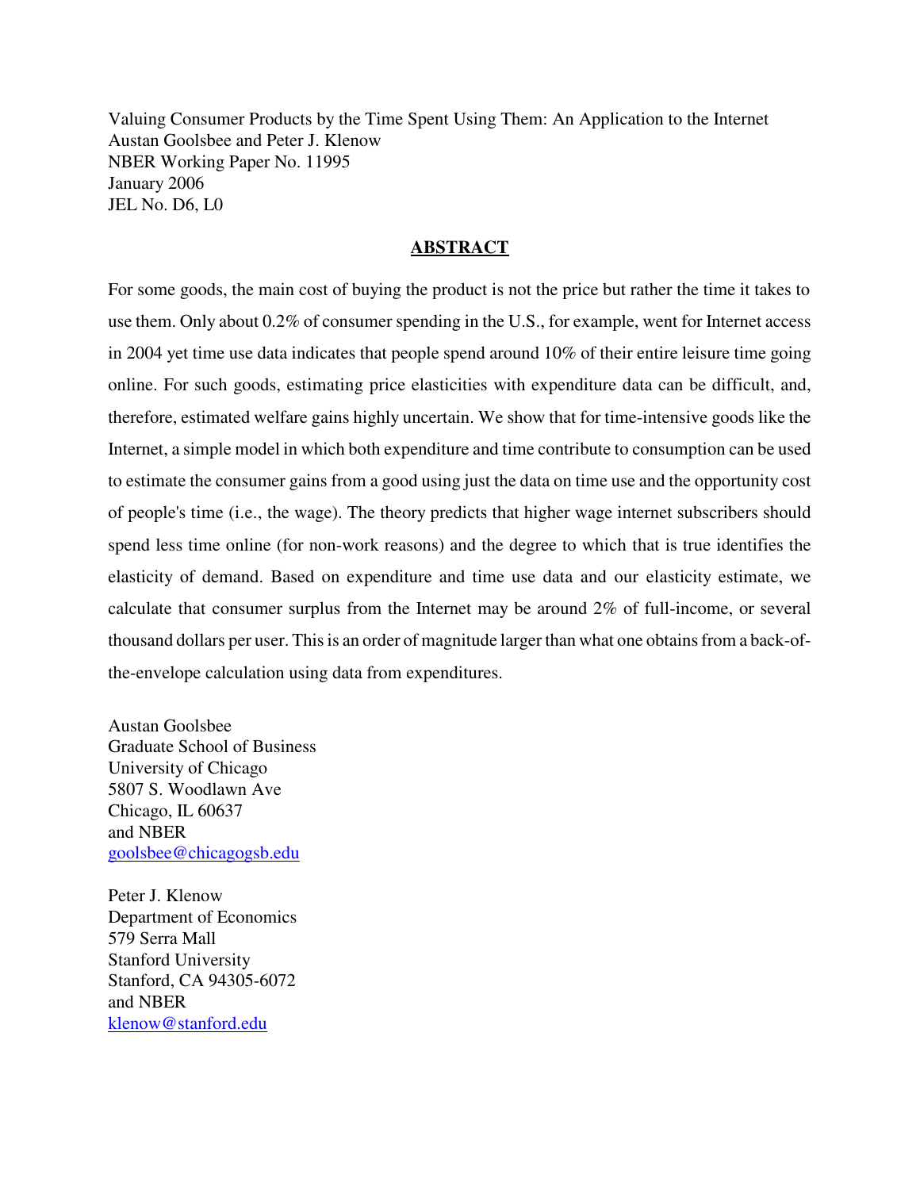Valuing Consumer Products by the Time Spent Using Them: An Application to the Internet
Austan Goolsbee and Peter J. Klenow
NBER Working Paper No. 11995
January 2006
JEL No. D6, L0

## ABSTRACT

For some goods, the main cost of buying the product is not the price but rather the time it takes to use them. Only about 0.2% of consumer spending in the U.S., for example, went for Internet access in 2004 yet time use data indicates that people spend around 10% of their entire leisure time going online. For such goods, estimating price elasticities with expenditure data can be difficult, and, therefore, estimated welfare gains highly uncertain. We show that for time-intensive goods like the Internet, a simple model in which both expenditure and time contribute to consumption can be used to estimate the consumer gains from a good using just the data on time use and the opportunity cost of people's time (i.e., the wage). The theory predicts that higher wage internet subscribers should spend less time online (for non-work reasons) and the degree to which that is true identifies the elasticity of demand. Based on expenditure and time use data and our elasticity estimate, we calculate that consumer surplus from the Internet may be around 2% of full-income, or several thousand dollars per user. This is an order of magnitude larger than what one obtains from a back-of-the-envelope calculation using data from expenditures.

Austan Goolsbee
Graduate School of Business
University of Chicago
5807 S. Woodlawn Ave
Chicago, IL 60637
and NBER
goolsbee@chicagogsb.edu

Peter J. Klenow
Department of Economics
579 Serra Mall
Stanford University
Stanford, CA 94305-6072
and NBER
klenow@stanford.edu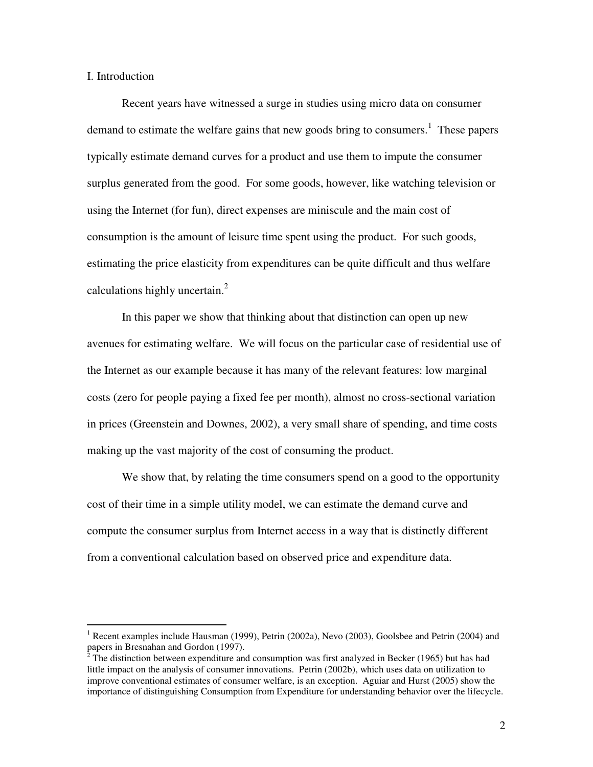# I. Introduction

Recent years have witnessed a surge in studies using micro data on consumer demand to estimate the welfare gains that new goods bring to consumers.[1] These papers typically estimate demand curves for a product and use them to impute the consumer surplus generated from the good. For some goods, however, like watching television or using the Internet (for fun), direct expenses are miniscule and the main cost of consumption is the amount of leisure time spent using the product. For such goods, estimating the price elasticity from expenditures can be quite difficult and thus welfare calculations highly uncertain.[2]

In this paper we show that thinking about that distinction can open up new avenues for estimating welfare. We will focus on the particular case of residential use of the Internet as our example because it has many of the relevant features: low marginal costs (zero for people paying a fixed fee per month), almost no cross-sectional variation in prices (Greenstein and Downes, 2002), a very small share of spending, and time costs making up the vast majority of the cost of consuming the product.

We show that, by relating the time consumers spend on a good to the opportunity cost of their time in a simple utility model, we can estimate the demand curve and compute the consumer surplus from Internet access in a way that is distinctly different from a conventional calculation based on observed price and expenditure data.

---

[1] Recent examples include Hausman (1999), Petrin (2002a), Nevo (2003), Goolsbee and Petrin (2004) and papers in Bresnahan and Gordon (1997).

[2] The distinction between expenditure and consumption was first analyzed in Becker (1965) but has had little impact on the analysis of consumer innovations. Petrin (2002b), which uses data on utilization to improve conventional estimates of consumer welfare, is an exception. Aguiar and Hurst (2005) show the importance of distinguishing Consumption from Expenditure for understanding behavior over the lifecycle.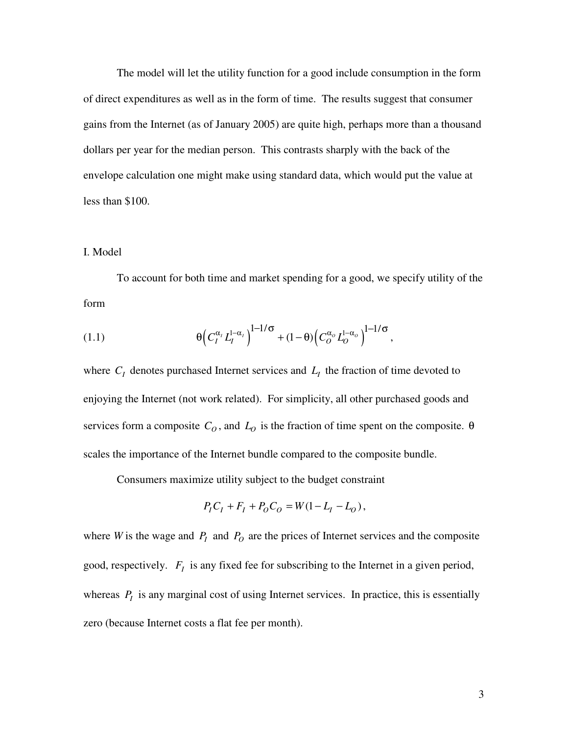The model will let the utility function for a good include consumption in the form of direct expenditures as well as in the form of time. The results suggest that consumer gains from the Internet (as of January 2005) are quite high, perhaps more than a thousand dollars per year for the median person. This contrasts sharply with the back of the envelope calculation one might make using standard data, which would put the value at less than $100.

## I. Model

To account for both time and market spending for a good, we specify utility of the form

$$\theta\left(C_I^{\alpha_I} L_I^{1-\alpha_I}\right)^{1-1/\sigma} + (1-\theta)\left(C_O^{\alpha_O} L_O^{1-\alpha_O}\right)^{1-1/\sigma}, \tag{1.1}$$

where $C_I$ denotes purchased Internet services and $L_I$ the fraction of time devoted to enjoying the Internet (not work related). For simplicity, all other purchased goods and services form a composite $C_O$, and $L_O$ is the fraction of time spent on the composite. $\theta$ scales the importance of the Internet bundle compared to the composite bundle.

Consumers maximize utility subject to the budget constraint

$$P_I C_I + F_I + P_O C_O = W(1 - L_I - L_O),$$

where $W$ is the wage and $P_I$ and $P_O$ are the prices of Internet services and the composite good, respectively. $F_I$ is any fixed fee for subscribing to the Internet in a given period, whereas $P_I$ is any marginal cost of using Internet services. In practice, this is essentially zero (because Internet costs a flat fee per month).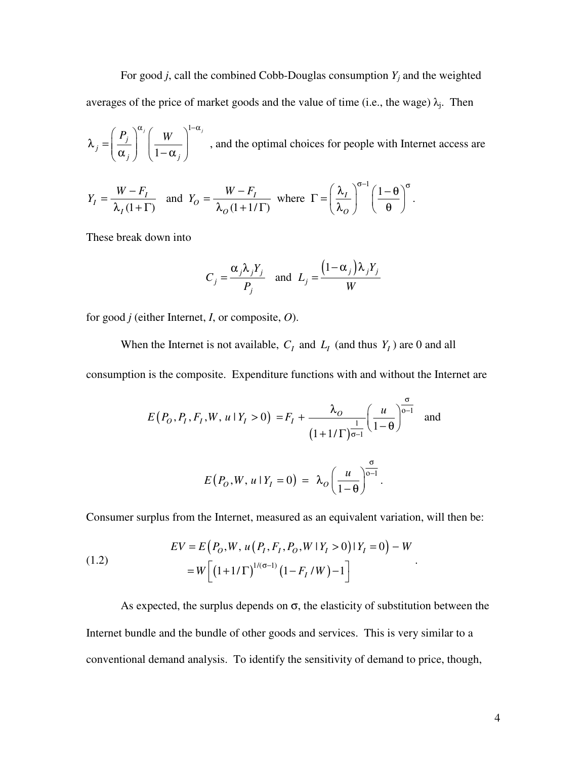For good *j*, call the combined Cobb-Douglas consumption $Y_j$ and the weighted averages of the price of market goods and the value of time (i.e., the wage) $\lambda_j$. Then

$\lambda_j = \left(\frac{P_j}{\alpha_j}\right)^{\alpha_j} \left(\frac{W}{1-\alpha_j}\right)^{1-\alpha_j}$, and the optimal choices for people with Internet access are

$$Y_I = \frac{W - F_I}{\lambda_I (1+\Gamma)} \quad \text{and} \quad Y_O = \frac{W - F_I}{\lambda_O (1+1/\Gamma)} \quad \text{where} \quad \Gamma = \left(\frac{\lambda_I}{\lambda_O}\right)^{\sigma-1} \left(\frac{1-\theta}{\theta}\right)^{\sigma}.$$

These break down into

$$C_j = \frac{\alpha_j \lambda_j Y_j}{P_j} \quad \text{and} \quad L_j = \frac{\left(1-\alpha_j\right)\lambda_j Y_j}{W}$$

for good *j* (either Internet, *I*, or composite, *O*).

When the Internet is not available, $C_I$ and $L_I$ (and thus $Y_I$) are 0 and all consumption is the composite. Expenditure functions with and without the Internet are

$$E\left(P_O, P_I, F_I, W, u \mid Y_I > 0\right) = F_I + \frac{\lambda_O}{\left(1+1/\Gamma\right)^{\frac{1}{\sigma-1}}} \left(\frac{u}{1-\theta}\right)^{\frac{\sigma}{\sigma-1}} \quad \text{and}$$

$$E\left(P_O, W, u \mid Y_I = 0\right) = \lambda_O \left(\frac{u}{1-\theta}\right)^{\frac{\sigma}{\sigma-1}}.$$

Consumer surplus from the Internet, measured as an equivalent variation, will then be:

$$\begin{aligned} EV &= E\left(P_O, W, u\left(P_I, F_I, P_O, W \mid Y_I > 0\right) \mid Y_I = 0\right) - W \\ &= W\left[\left(1+1/\Gamma\right)^{1/(\sigma-1)}\left(1 - F_I / W\right) - 1\right] \end{aligned} \qquad (1.2)$$

As expected, the surplus depends on $\sigma$, the elasticity of substitution between the Internet bundle and the bundle of other goods and services. This is very similar to a conventional demand analysis. To identify the sensitivity of demand to price, though,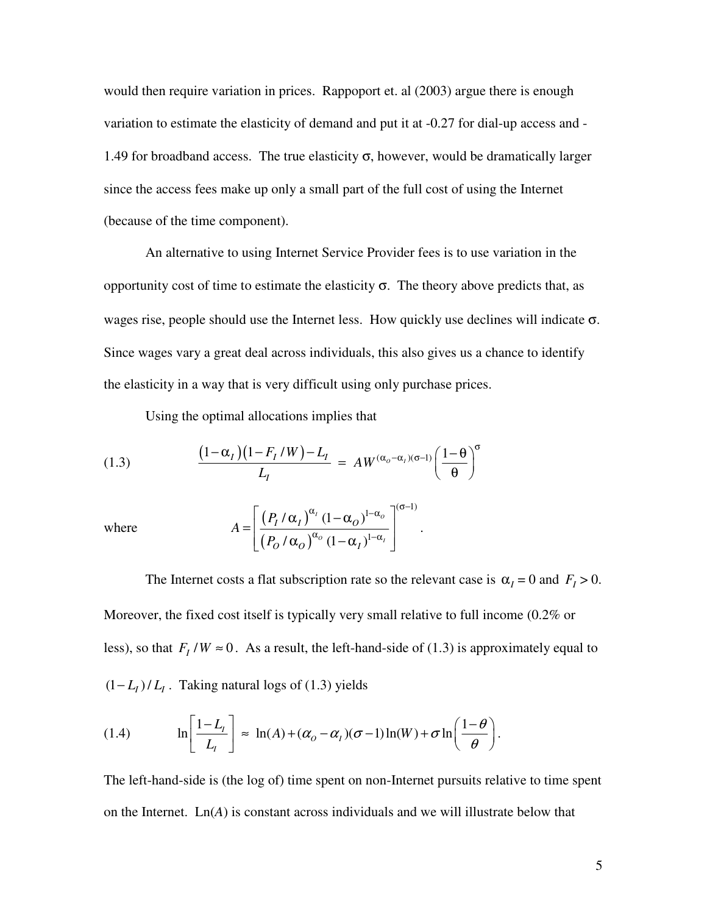would then require variation in prices. Rappoport et. al (2003) argue there is enough variation to estimate the elasticity of demand and put it at -0.27 for dial-up access and -1.49 for broadband access. The true elasticity $\sigma$, however, would be dramatically larger since the access fees make up only a small part of the full cost of using the Internet (because of the time component).

An alternative to using Internet Service Provider fees is to use variation in the opportunity cost of time to estimate the elasticity $\sigma$. The theory above predicts that, as wages rise, people should use the Internet less. How quickly use declines will indicate $\sigma$. Since wages vary a great deal across individuals, this also gives us a chance to identify the elasticity in a way that is very difficult using only purchase prices.

Using the optimal allocations implies that

$$(1.3) \qquad \frac{(1-\alpha_I)(1-F_I/W)-L_I}{L_I} = AW^{(\alpha_O-\alpha_I)(\sigma-1)}\left(\frac{1-\theta}{\theta}\right)^{\sigma}$$

where

$$A=\left[\frac{(P_I/\alpha_I)^{\alpha_I}(1-\alpha_O)^{1-\alpha_O}}{(P_O/\alpha_O)^{\alpha_O}(1-\alpha_I)^{1-\alpha_I}}\right]^{(\sigma-1)}.$$

The Internet costs a flat subscription rate so the relevant case is $\alpha_I = 0$ and $F_I > 0$. Moreover, the fixed cost itself is typically very small relative to full income (0.2% or less), so that $F_I/W \approx 0$. As a result, the left-hand-side of (1.3) is approximately equal to $(1-L_I)/L_I$. Taking natural logs of (1.3) yields

$$(1.4) \qquad \ln\left[\frac{1-L_I}{L_I}\right] \approx \ln(A)+(\alpha_O-\alpha_I)(\sigma-1)\ln(W)+\sigma\ln\left(\frac{1-\theta}{\theta}\right).$$

The left-hand-side is (the log of) time spent on non-Internet pursuits relative to time spent on the Internet. Ln($A$) is constant across individuals and we will illustrate below that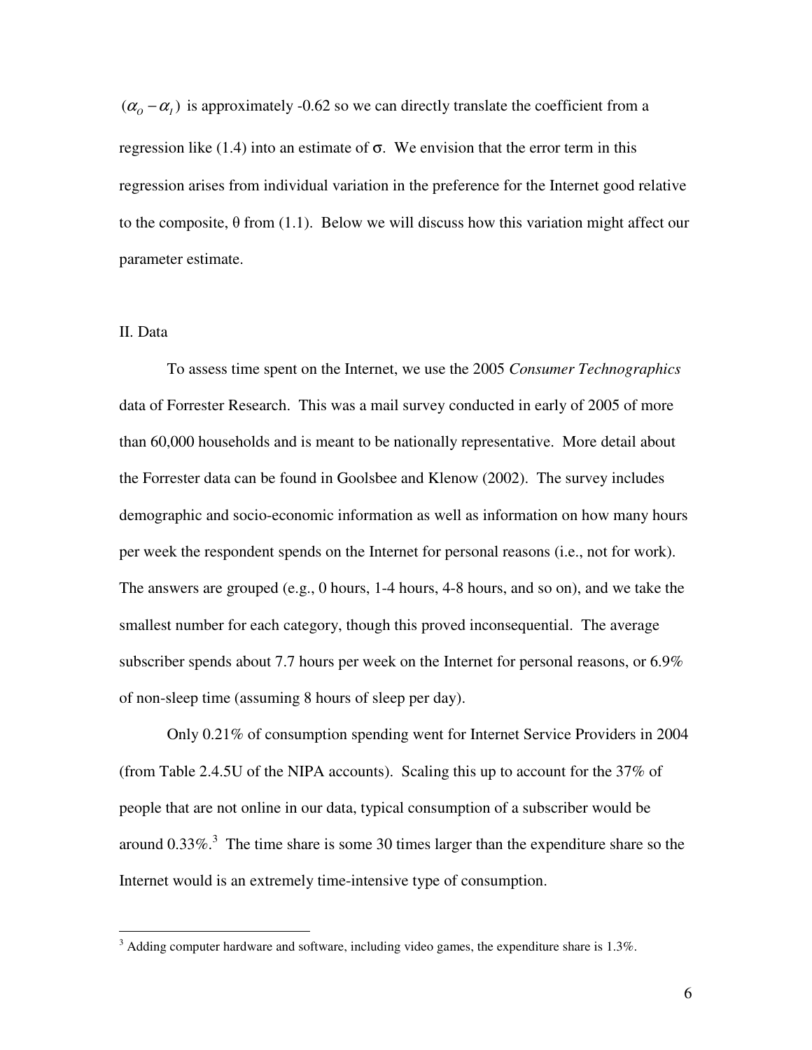$(\alpha_O - \alpha_I)$ is approximately -0.62 so we can directly translate the coefficient from a regression like (1.4) into an estimate of σ. We envision that the error term in this regression arises from individual variation in the preference for the Internet good relative to the composite, θ from (1.1). Below we will discuss how this variation might affect our parameter estimate.

## II. Data

To assess time spent on the Internet, we use the 2005 *Consumer Technographics* data of Forrester Research. This was a mail survey conducted in early of 2005 of more than 60,000 households and is meant to be nationally representative. More detail about the Forrester data can be found in Goolsbee and Klenow (2002). The survey includes demographic and socio-economic information as well as information on how many hours per week the respondent spends on the Internet for personal reasons (i.e., not for work). The answers are grouped (e.g., 0 hours, 1-4 hours, 4-8 hours, and so on), and we take the smallest number for each category, though this proved inconsequential. The average subscriber spends about 7.7 hours per week on the Internet for personal reasons, or 6.9% of non-sleep time (assuming 8 hours of sleep per day).

Only 0.21% of consumption spending went for Internet Service Providers in 2004 (from Table 2.4.5U of the NIPA accounts). Scaling this up to account for the 37% of people that are not online in our data, typical consumption of a subscriber would be around 0.33%.[3] The time share is some 30 times larger than the expenditure share so the Internet would is an extremely time-intensive type of consumption.

[3] Adding computer hardware and software, including video games, the expenditure share is 1.3%.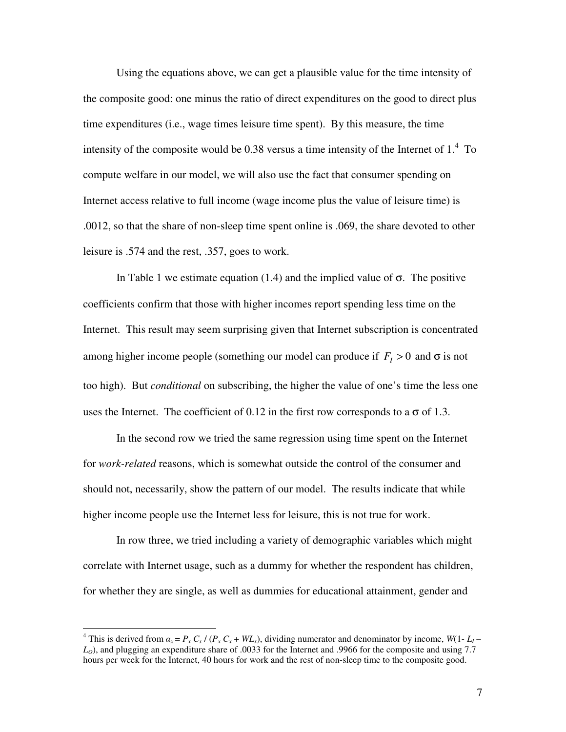Using the equations above, we can get a plausible value for the time intensity of the composite good: one minus the ratio of direct expenditures on the good to direct plus time expenditures (i.e., wage times leisure time spent). By this measure, the time intensity of the composite would be 0.38 versus a time intensity of the Internet of 1.[4] To compute welfare in our model, we will also use the fact that consumer spending on Internet access relative to full income (wage income plus the value of leisure time) is .0012, so that the share of non-sleep time spent online is .069, the share devoted to other leisure is .574 and the rest, .357, goes to work.

In Table 1 we estimate equation (1.4) and the implied value of σ. The positive coefficients confirm that those with higher incomes report spending less time on the Internet. This result may seem surprising given that Internet subscription is concentrated among higher income people (something our model can produce if $F_I > 0$ and σ is not too high). But *conditional* on subscribing, the higher the value of one's time the less one uses the Internet. The coefficient of 0.12 in the first row corresponds to a σ of 1.3.

In the second row we tried the same regression using time spent on the Internet for *work-related* reasons, which is somewhat outside the control of the consumer and should not, necessarily, show the pattern of our model. The results indicate that while higher income people use the Internet less for leisure, this is not true for work.

In row three, we tried including a variety of demographic variables which might correlate with Internet usage, such as a dummy for whether the respondent has children, for whether they are single, as well as dummies for educational attainment, gender and

---

[4] This is derived from $\alpha_x = P_x C_x / (P_x C_x + WL_x)$, dividing numerator and denominator by income, $W(1- L_I - L_O)$, and plugging an expenditure share of .0033 for the Internet and .9966 for the composite and using 7.7 hours per week for the Internet, 40 hours for work and the rest of non-sleep time to the composite good.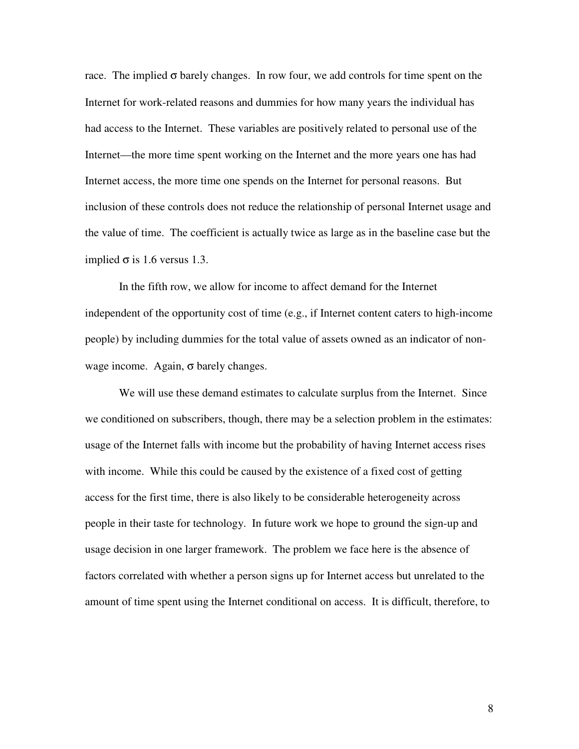race. The implied $\sigma$ barely changes. In row four, we add controls for time spent on the Internet for work-related reasons and dummies for how many years the individual has had access to the Internet. These variables are positively related to personal use of the Internet—the more time spent working on the Internet and the more years one has had Internet access, the more time one spends on the Internet for personal reasons. But inclusion of these controls does not reduce the relationship of personal Internet usage and the value of time. The coefficient is actually twice as large as in the baseline case but the implied $\sigma$ is 1.6 versus 1.3.

In the fifth row, we allow for income to affect demand for the Internet independent of the opportunity cost of time (e.g., if Internet content caters to high-income people) by including dummies for the total value of assets owned as an indicator of non-wage income. Again, $\sigma$ barely changes.

We will use these demand estimates to calculate surplus from the Internet. Since we conditioned on subscribers, though, there may be a selection problem in the estimates: usage of the Internet falls with income but the probability of having Internet access rises with income. While this could be caused by the existence of a fixed cost of getting access for the first time, there is also likely to be considerable heterogeneity across people in their taste for technology. In future work we hope to ground the sign-up and usage decision in one larger framework. The problem we face here is the absence of factors correlated with whether a person signs up for Internet access but unrelated to the amount of time spent using the Internet conditional on access. It is difficult, therefore, to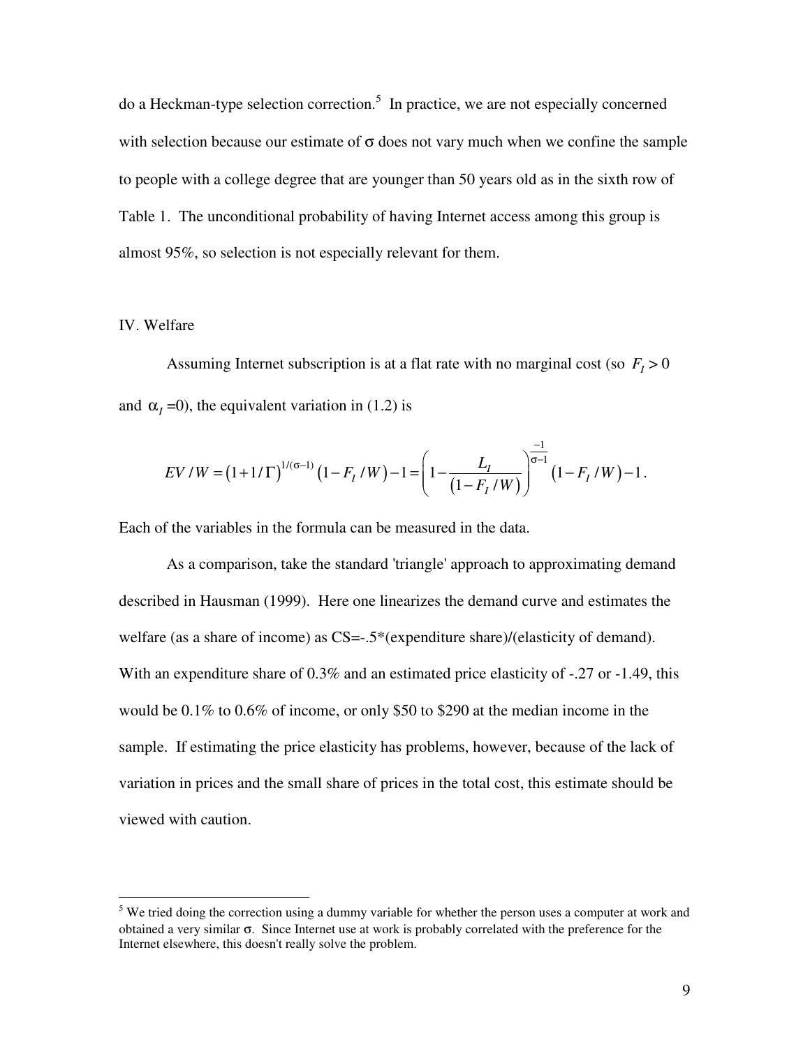do a Heckman-type selection correction.[5] In practice, we are not especially concerned with selection because our estimate of $\sigma$ does not vary much when we confine the sample to people with a college degree that are younger than 50 years old as in the sixth row of Table 1. The unconditional probability of having Internet access among this group is almost 95%, so selection is not especially relevant for them.

## IV. Welfare

Assuming Internet subscription is at a flat rate with no marginal cost (so $F_I > 0$ and $\alpha_I = 0$), the equivalent variation in (1.2) is

$$EV/W = \left(1 + 1/\Gamma\right)^{1/(\sigma-1)}\left(1 - F_I/W\right) - 1 = \left(1 - \frac{L_I}{\left(1 - F_I/W\right)}\right)^{\frac{-1}{\sigma-1}}\left(1 - F_I/W\right) - 1 .$$

Each of the variables in the formula can be measured in the data.

As a comparison, take the standard 'triangle' approach to approximating demand described in Hausman (1999). Here one linearizes the demand curve and estimates the welfare (as a share of income) as CS=-.5*(expenditure share)/(elasticity of demand). With an expenditure share of 0.3% and an estimated price elasticity of -.27 or -1.49, this would be 0.1% to 0.6% of income, or only \$50 to \$290 at the median income in the sample. If estimating the price elasticity has problems, however, because of the lack of variation in prices and the small share of prices in the total cost, this estimate should be viewed with caution.

---

[5] We tried doing the correction using a dummy variable for whether the person uses a computer at work and obtained a very similar $\sigma$. Since Internet use at work is probably correlated with the preference for the Internet elsewhere, this doesn't really solve the problem.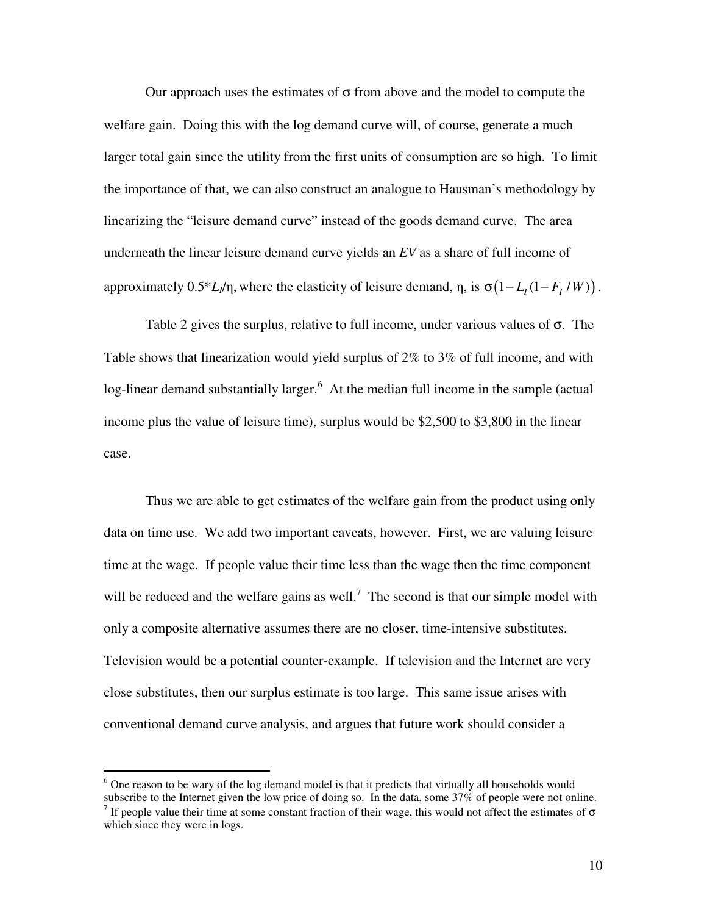Our approach uses the estimates of σ from above and the model to compute the welfare gain. Doing this with the log demand curve will, of course, generate a much larger total gain since the utility from the first units of consumption are so high. To limit the importance of that, we can also construct an analogue to Hausman's methodology by linearizing the "leisure demand curve" instead of the goods demand curve. The area underneath the linear leisure demand curve yields an *EV* as a share of full income of approximately $0.5*L_I/\eta$, where the elasticity of leisure demand, η, is $\sigma\left(1 - L_I(1 - F_I / W)\right)$.

Table 2 gives the surplus, relative to full income, under various values of σ. The Table shows that linearization would yield surplus of 2% to 3% of full income, and with log-linear demand substantially larger.[6] At the median full income in the sample (actual income plus the value of leisure time), surplus would be $2,500 to $3,800 in the linear case.

Thus we are able to get estimates of the welfare gain from the product using only data on time use. We add two important caveats, however. First, we are valuing leisure time at the wage. If people value their time less than the wage then the time component will be reduced and the welfare gains as well.[7] The second is that our simple model with only a composite alternative assumes there are no closer, time-intensive substitutes. Television would be a potential counter-example. If television and the Internet are very close substitutes, then our surplus estimate is too large. This same issue arises with conventional demand curve analysis, and argues that future work should consider a

---

[6] One reason to be wary of the log demand model is that it predicts that virtually all households would subscribe to the Internet given the low price of doing so. In the data, some 37% of people were not online.

[7] If people value their time at some constant fraction of their wage, this would not affect the estimates of σ which since they were in logs.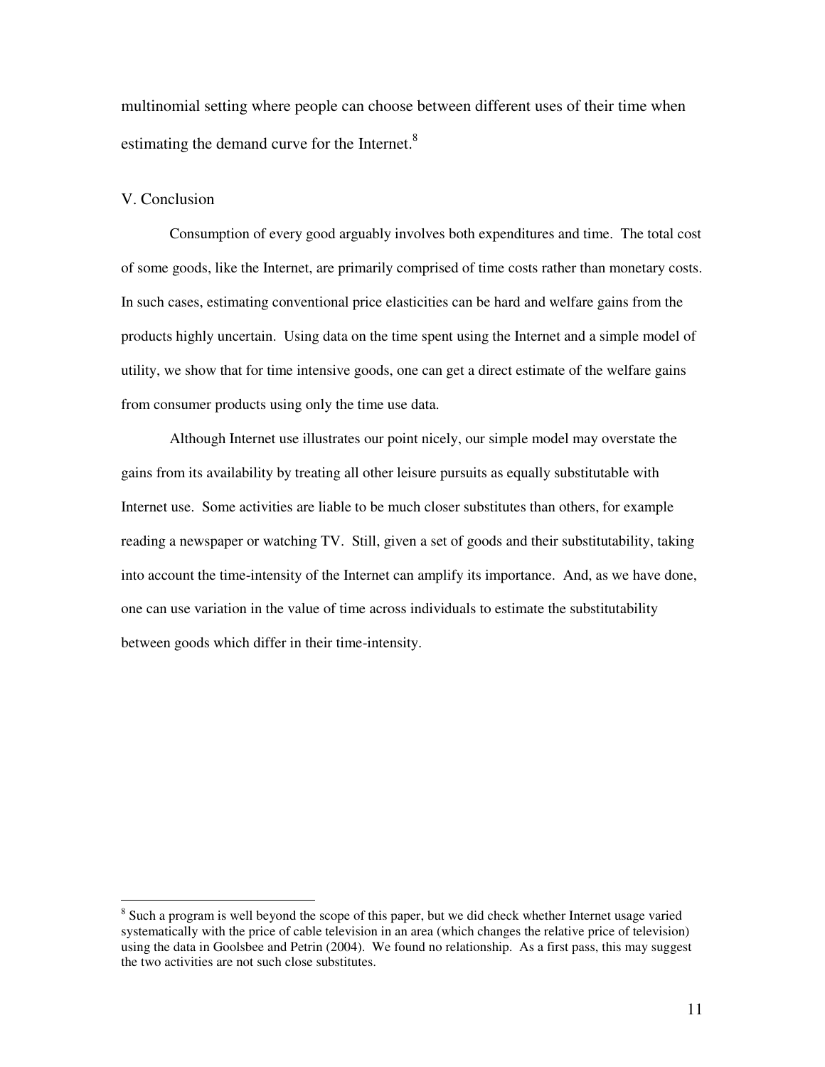multinomial setting where people can choose between different uses of their time when estimating the demand curve for the Internet.[8]

## V. Conclusion

Consumption of every good arguably involves both expenditures and time. The total cost of some goods, like the Internet, are primarily comprised of time costs rather than monetary costs. In such cases, estimating conventional price elasticities can be hard and welfare gains from the products highly uncertain. Using data on the time spent using the Internet and a simple model of utility, we show that for time intensive goods, one can get a direct estimate of the welfare gains from consumer products using only the time use data.

Although Internet use illustrates our point nicely, our simple model may overstate the gains from its availability by treating all other leisure pursuits as equally substitutable with Internet use. Some activities are liable to be much closer substitutes than others, for example reading a newspaper or watching TV. Still, given a set of goods and their substitutability, taking into account the time-intensity of the Internet can amplify its importance. And, as we have done, one can use variation in the value of time across individuals to estimate the substitutability between goods which differ in their time-intensity.

---

[8] Such a program is well beyond the scope of this paper, but we did check whether Internet usage varied systematically with the price of cable television in an area (which changes the relative price of television) using the data in Goolsbee and Petrin (2004). We found no relationship. As a first pass, this may suggest the two activities are not such close substitutes.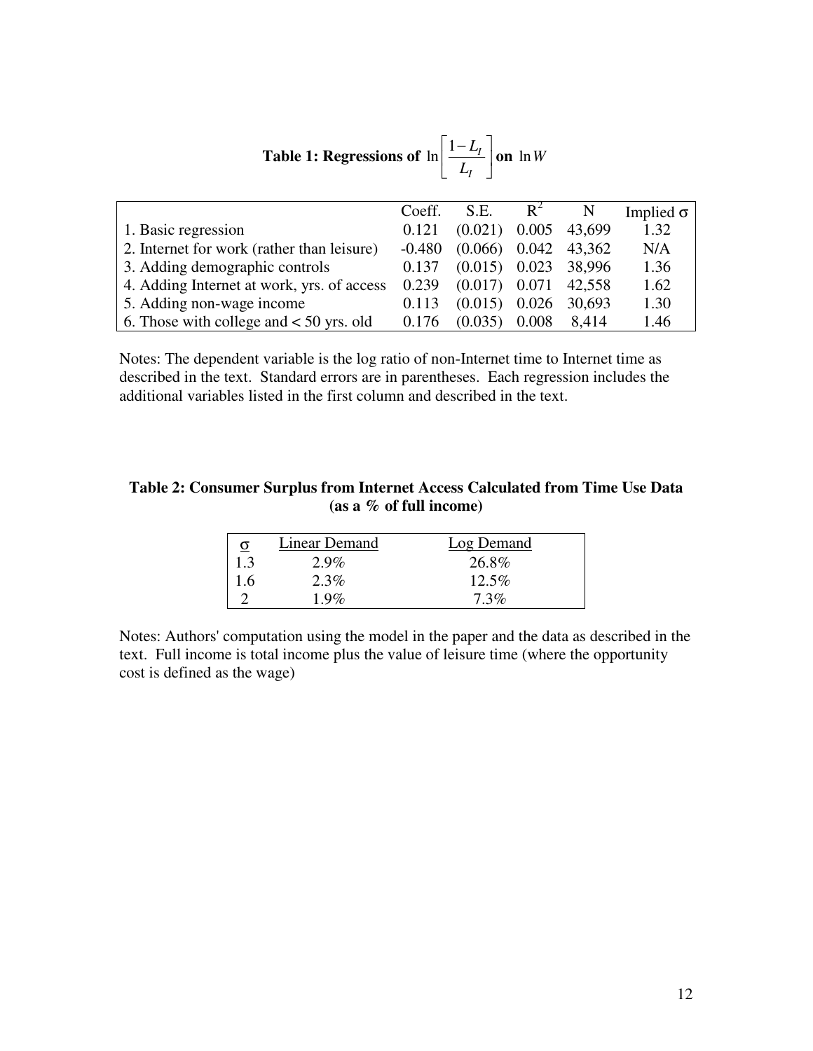**Table 1: Regressions of $\ln\left[\frac{1-L_I}{L_I}\right]$ on $\ln W$**

| | Coeff. | S.E. | $R^2$ | N | Implied $\sigma$ |
|---|---|---|---|---|---|
| 1. Basic regression | 0.121 | (0.021) | 0.005 | 43,699 | 1.32 |
| 2. Internet for work (rather than leisure) | -0.480 | (0.066) | 0.042 | 43,362 | N/A |
| 3. Adding demographic controls | 0.137 | (0.015) | 0.023 | 38,996 | 1.36 |
| 4. Adding Internet at work, yrs. of access | 0.239 | (0.017) | 0.071 | 42,558 | 1.62 |
| 5. Adding non-wage income | 0.113 | (0.015) | 0.026 | 30,693 | 1.30 |
| 6. Those with college and < 50 yrs. old | 0.176 | (0.035) | 0.008 | 8,414 | 1.46 |

Notes: The dependent variable is the log ratio of non-Internet time to Internet time as described in the text. Standard errors are in parentheses. Each regression includes the additional variables listed in the first column and described in the text.

**Table 2: Consumer Surplus from Internet Access Calculated from Time Use Data (as a % of full income)**

| $\sigma$ | Linear Demand | Log Demand |
|---|---|---|
| 1.3 | 2.9% | 26.8% |
| 1.6 | 2.3% | 12.5% |
| 2 | 1.9% | 7.3% |

Notes: Authors' computation using the model in the paper and the data as described in the text. Full income is total income plus the value of leisure time (where the opportunity cost is defined as the wage)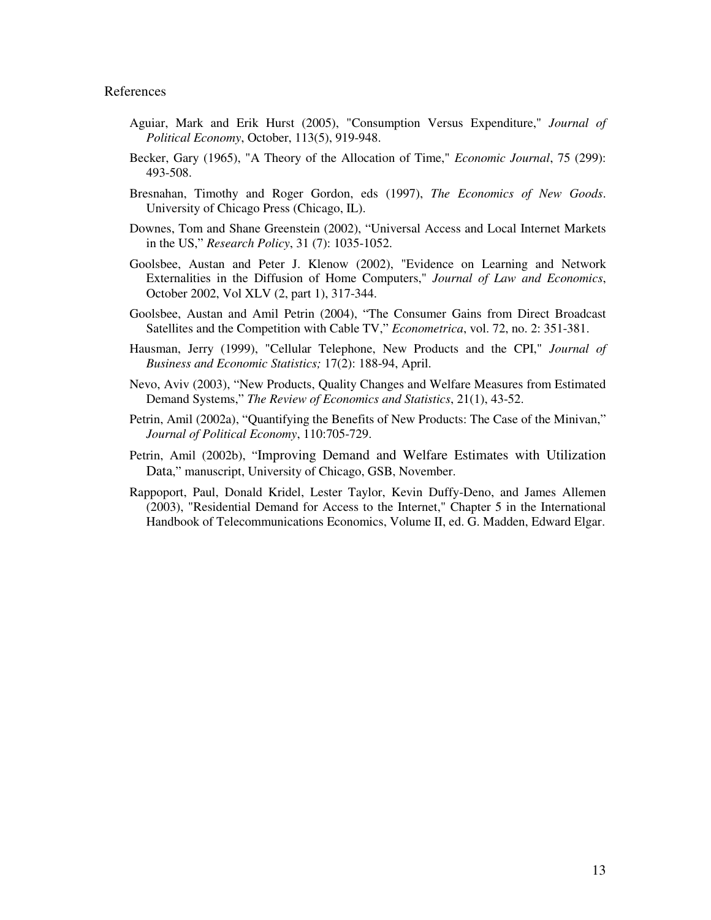References

Aguiar, Mark and Erik Hurst (2005), "Consumption Versus Expenditure," *Journal of Political Economy*, October, 113(5), 919-948.

Becker, Gary (1965), "A Theory of the Allocation of Time," *Economic Journal*, 75 (299): 493-508.

Bresnahan, Timothy and Roger Gordon, eds (1997), *The Economics of New Goods*. University of Chicago Press (Chicago, IL).

Downes, Tom and Shane Greenstein (2002), "Universal Access and Local Internet Markets in the US," *Research Policy*, 31 (7): 1035-1052.

Goolsbee, Austan and Peter J. Klenow (2002), "Evidence on Learning and Network Externalities in the Diffusion of Home Computers," *Journal of Law and Economics*, October 2002, Vol XLV (2, part 1), 317-344.

Goolsbee, Austan and Amil Petrin (2004), "The Consumer Gains from Direct Broadcast Satellites and the Competition with Cable TV," *Econometrica*, vol. 72, no. 2: 351-381.

Hausman, Jerry (1999), "Cellular Telephone, New Products and the CPI," *Journal of Business and Economic Statistics;* 17(2): 188-94, April.

Nevo, Aviv (2003), "New Products, Quality Changes and Welfare Measures from Estimated Demand Systems," *The Review of Economics and Statistics*, 21(1), 43-52.

Petrin, Amil (2002a), "Quantifying the Benefits of New Products: The Case of the Minivan," *Journal of Political Economy*, 110:705-729.

Petrin, Amil (2002b), "Improving Demand and Welfare Estimates with Utilization Data," manuscript, University of Chicago, GSB, November.

Rappoport, Paul, Donald Kridel, Lester Taylor, Kevin Duffy-Deno, and James Allemen (2003), "Residential Demand for Access to the Internet," Chapter 5 in the International Handbook of Telecommunications Economics, Volume II, ed. G. Madden, Edward Elgar.